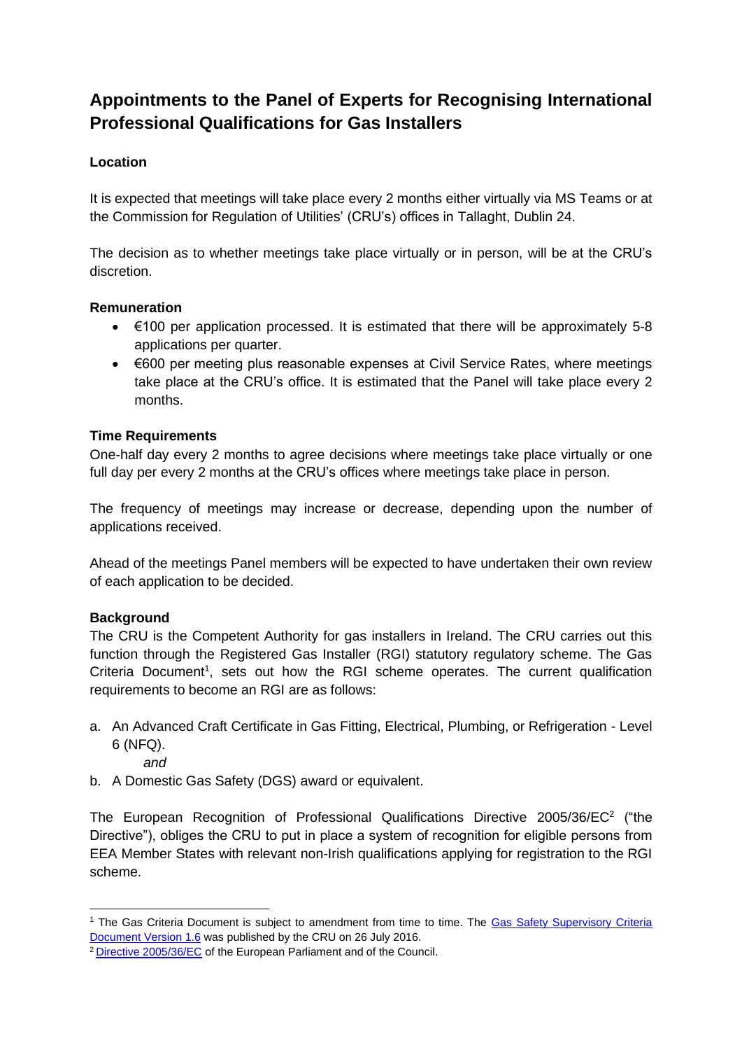# Appointments to the Panel of Experts for Recognising International Professional Qualifications for Gas Installers

### Location

It is expected that meetings will take place every 2 months either virtually via MS Teams or at the Commission for Regulation of Utilities' (CRU's) offices in Tallaght, Dublin 24.

The decision as to whether meetings take place virtually or in person, will be at the CRU's discretion.

### Remuneration

- €100 per application processed. It is estimated that there will be approximately 5-8 applications per quarter.
- €600 per meeting plus reasonable expenses at Civil Service Rates, where meetings take place at the CRU's office. It is estimated that the Panel will take place every 2 months.

### Time Requirements

One-half day every 2 months to agree decisions where meetings take place virtually or one full day per every 2 months at the CRU's offices where meetings take place in person.

The frequency of meetings may increase or decrease, depending upon the number of applications received.

Ahead of the meetings Panel members will be expected to have undertaken their own review of each application to be decided.

### Background

The CRU is the Competent Authority for gas installers in Ireland. The CRU carries out this function through the Registered Gas Installer (RGI) statutory regulatory scheme. The Gas Criteria Document[1], sets out how the RGI scheme operates. The current qualification requirements to become an RGI are as follows:

a. An Advanced Craft Certificate in Gas Fitting, Electrical, Plumbing, or Refrigeration - Level 6 (NFQ).
   *and*
b. A Domestic Gas Safety (DGS) award or equivalent.

The European Recognition of Professional Qualifications Directive 2005/36/EC[2] ("the Directive"), obliges the CRU to put in place a system of recognition for eligible persons from EEA Member States with relevant non-Irish qualifications applying for registration to the RGI scheme.

---

[1] The Gas Criteria Document is subject to amendment from time to time. The Gas Safety Supervisory Criteria Document Version 1.6 was published by the CRU on 26 July 2016.

[2] Directive 2005/36/EC of the European Parliament and of the Council.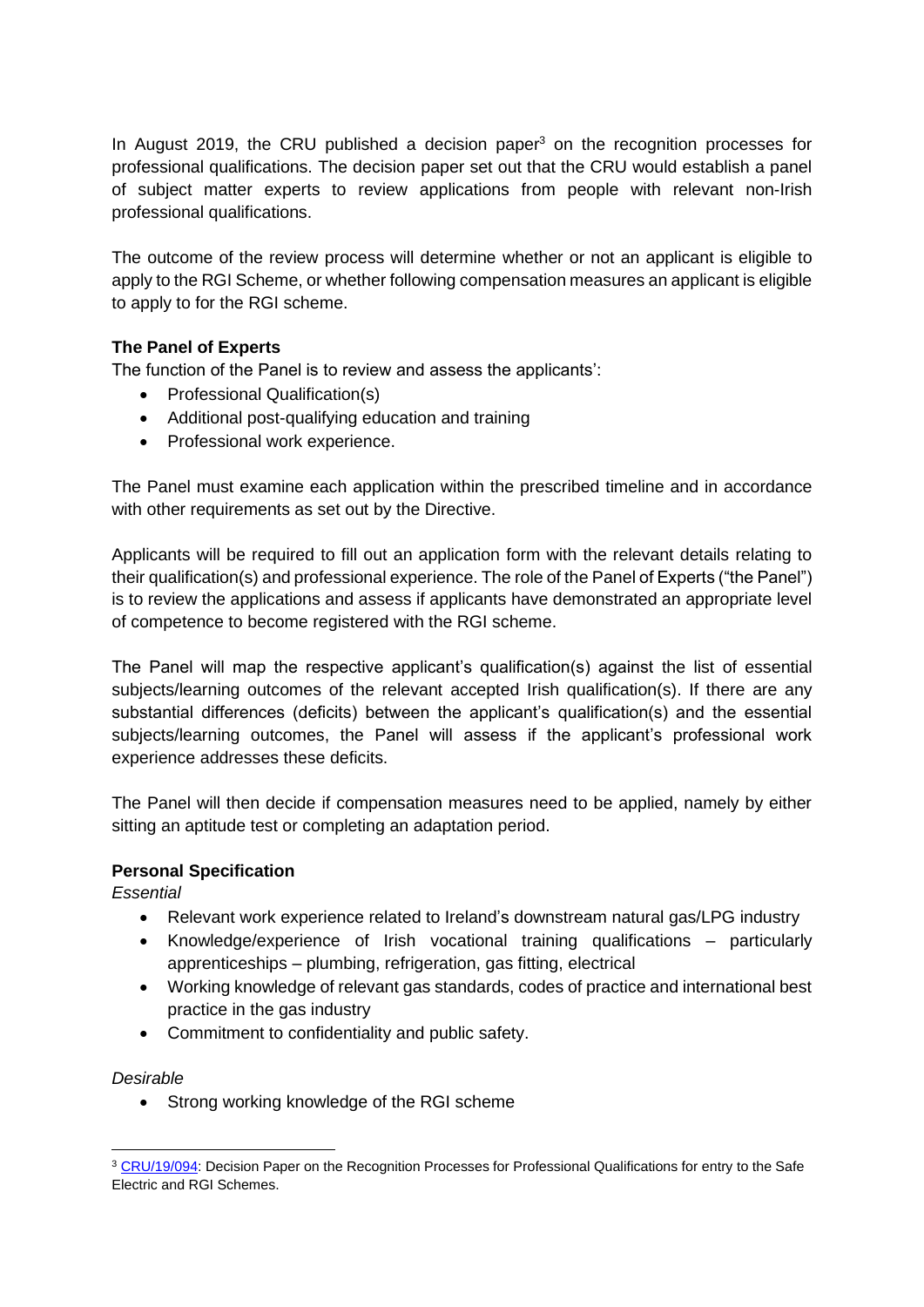In August 2019, the CRU published a decision paper[3] on the recognition processes for professional qualifications. The decision paper set out that the CRU would establish a panel of subject matter experts to review applications from people with relevant non-Irish professional qualifications.

The outcome of the review process will determine whether or not an applicant is eligible to apply to the RGI Scheme, or whether following compensation measures an applicant is eligible to apply to for the RGI scheme.

**The Panel of Experts**

The function of the Panel is to review and assess the applicants':

- Professional Qualification(s)
- Additional post-qualifying education and training
- Professional work experience.

The Panel must examine each application within the prescribed timeline and in accordance with other requirements as set out by the Directive.

Applicants will be required to fill out an application form with the relevant details relating to their qualification(s) and professional experience. The role of the Panel of Experts ("the Panel") is to review the applications and assess if applicants have demonstrated an appropriate level of competence to become registered with the RGI scheme.

The Panel will map the respective applicant's qualification(s) against the list of essential subjects/learning outcomes of the relevant accepted Irish qualification(s). If there are any substantial differences (deficits) between the applicant's qualification(s) and the essential subjects/learning outcomes, the Panel will assess if the applicant's professional work experience addresses these deficits.

The Panel will then decide if compensation measures need to be applied, namely by either sitting an aptitude test or completing an adaptation period.

**Personal Specification**

*Essential*

- Relevant work experience related to Ireland's downstream natural gas/LPG industry
- Knowledge/experience of Irish vocational training qualifications – particularly apprenticeships – plumbing, refrigeration, gas fitting, electrical
- Working knowledge of relevant gas standards, codes of practice and international best practice in the gas industry
- Commitment to confidentiality and public safety.

*Desirable*

- Strong working knowledge of the RGI scheme

[3] CRU/19/094: Decision Paper on the Recognition Processes for Professional Qualifications for entry to the Safe Electric and RGI Schemes.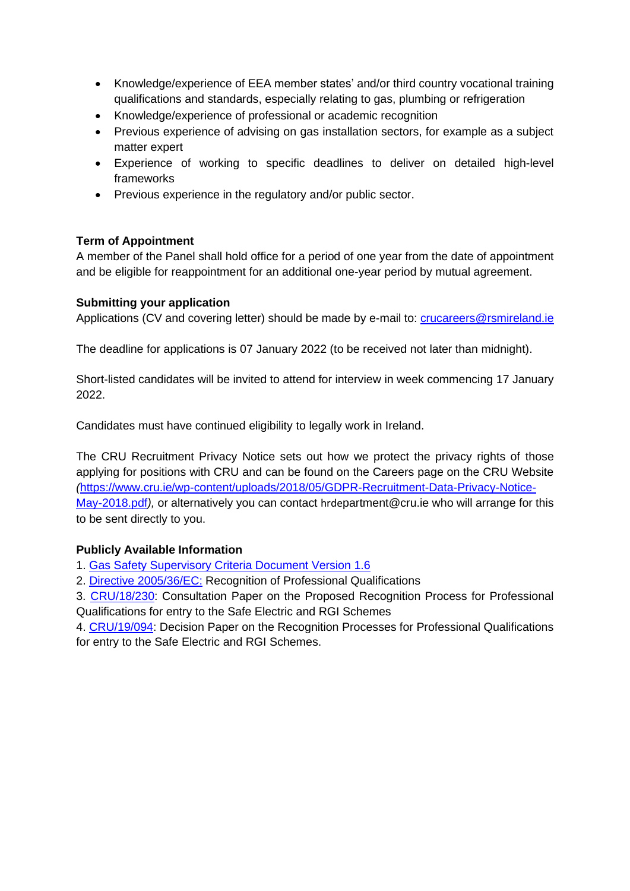- Knowledge/experience of EEA member states' and/or third country vocational training qualifications and standards, especially relating to gas, plumbing or refrigeration
- Knowledge/experience of professional or academic recognition
- Previous experience of advising on gas installation sectors, for example as a subject matter expert
- Experience of working to specific deadlines to deliver on detailed high-level frameworks
- Previous experience in the regulatory and/or public sector.

**Term of Appointment**

A member of the Panel shall hold office for a period of one year from the date of appointment and be eligible for reappointment for an additional one-year period by mutual agreement.

**Submitting your application**

Applications (CV and covering letter) should be made by e-mail to: crucareers@rsmireland.ie

The deadline for applications is 07 January 2022 (to be received not later than midnight).

Short-listed candidates will be invited to attend for interview in week commencing 17 January 2022.

Candidates must have continued eligibility to legally work in Ireland.

The CRU Recruitment Privacy Notice sets out how we protect the privacy rights of those applying for positions with CRU and can be found on the Careers page on the CRU Website *(*https://www.cru.ie/wp-content/uploads/2018/05/GDPR-Recruitment-Data-Privacy-Notice-May-2018.pdf*)*, or alternatively you can contact hrdepartment@cru.ie who will arrange for this to be sent directly to you.

**Publicly Available Information**

1. Gas Safety Supervisory Criteria Document Version 1.6
2. Directive 2005/36/EC: Recognition of Professional Qualifications
3. CRU/18/230: Consultation Paper on the Proposed Recognition Process for Professional Qualifications for entry to the Safe Electric and RGI Schemes
4. CRU/19/094: Decision Paper on the Recognition Processes for Professional Qualifications for entry to the Safe Electric and RGI Schemes.